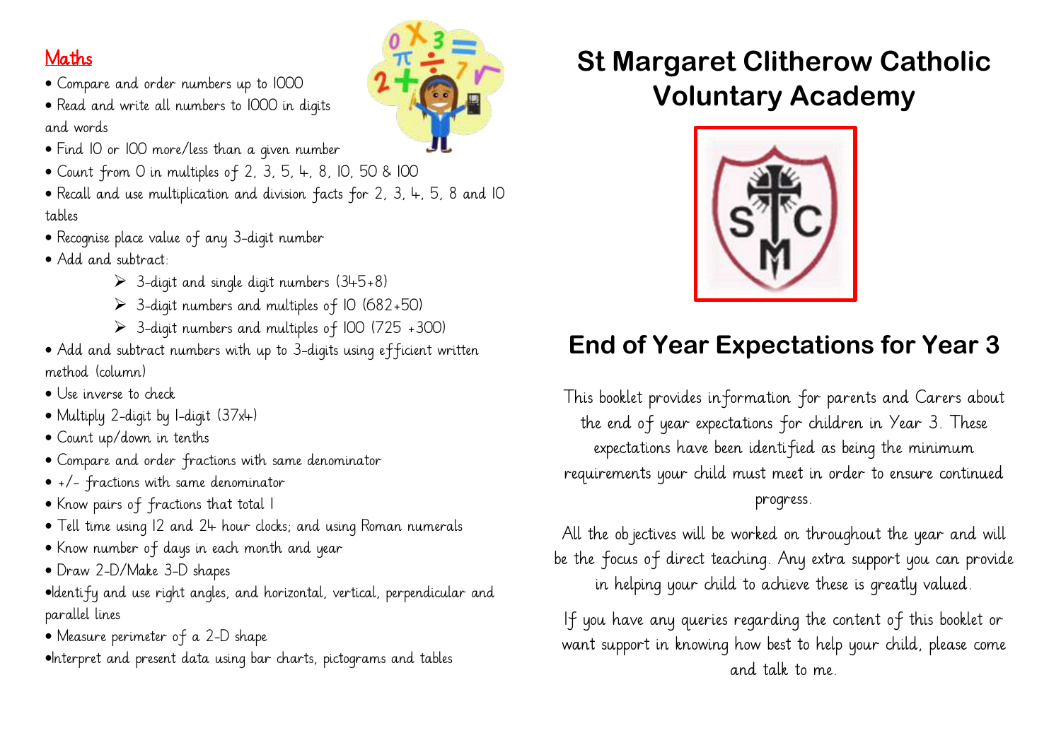## Maths

- Compare and order numbers up to 1000
- Read and write all numbers to 1000 in digits and words
- Find 10 or 100 more/less than a given number
- Count from 0 in multiples of 2, 3, 5, 4, 8, 10, 50 & 100
- Recall and use multiplication and division facts for 2, 3, 4, 5, 8 and 10 tables
- Recognise place value of any 3-digit number
- Add and subtract:
  - 3-digit and single digit numbers (345+8)
  - 3-digit numbers and multiples of 10 (682+50)
  - 3-digit numbers and multiples of 100 (725 +300)
- Add and subtract numbers with up to 3-digits using efficient written method (column)
- Use inverse to check
- Multiply 2-digit by 1-digit (37x4)
- Count up/down in tenths
- Compare and order fractions with same denominator
- +/- fractions with same denominator
- Know pairs of fractions that total 1
- Tell time using 12 and 24 hour clocks; and using Roman numerals
- Know number of days in each month and year
- Draw 2-D/Make 3-D shapes
- Identify and use right angles, and horizontal, vertical, perpendicular and parallel lines
- Measure perimeter of a 2-D shape
- Interpret and present data using bar charts, pictograms and tables

# St Margaret Clitherow Catholic Voluntary Academy

# End of Year Expectations for Year 3

This booklet provides information for parents and Carers about the end of year expectations for children in Year 3. These expectations have been identified as being the minimum requirements your child must meet in order to ensure continued progress.

All the objectives will be worked on throughout the year and will be the focus of direct teaching. Any extra support you can provide in helping your child to achieve these is greatly valued.

If you have any queries regarding the content of this booklet or want support in knowing how best to help your child, please come and talk to me.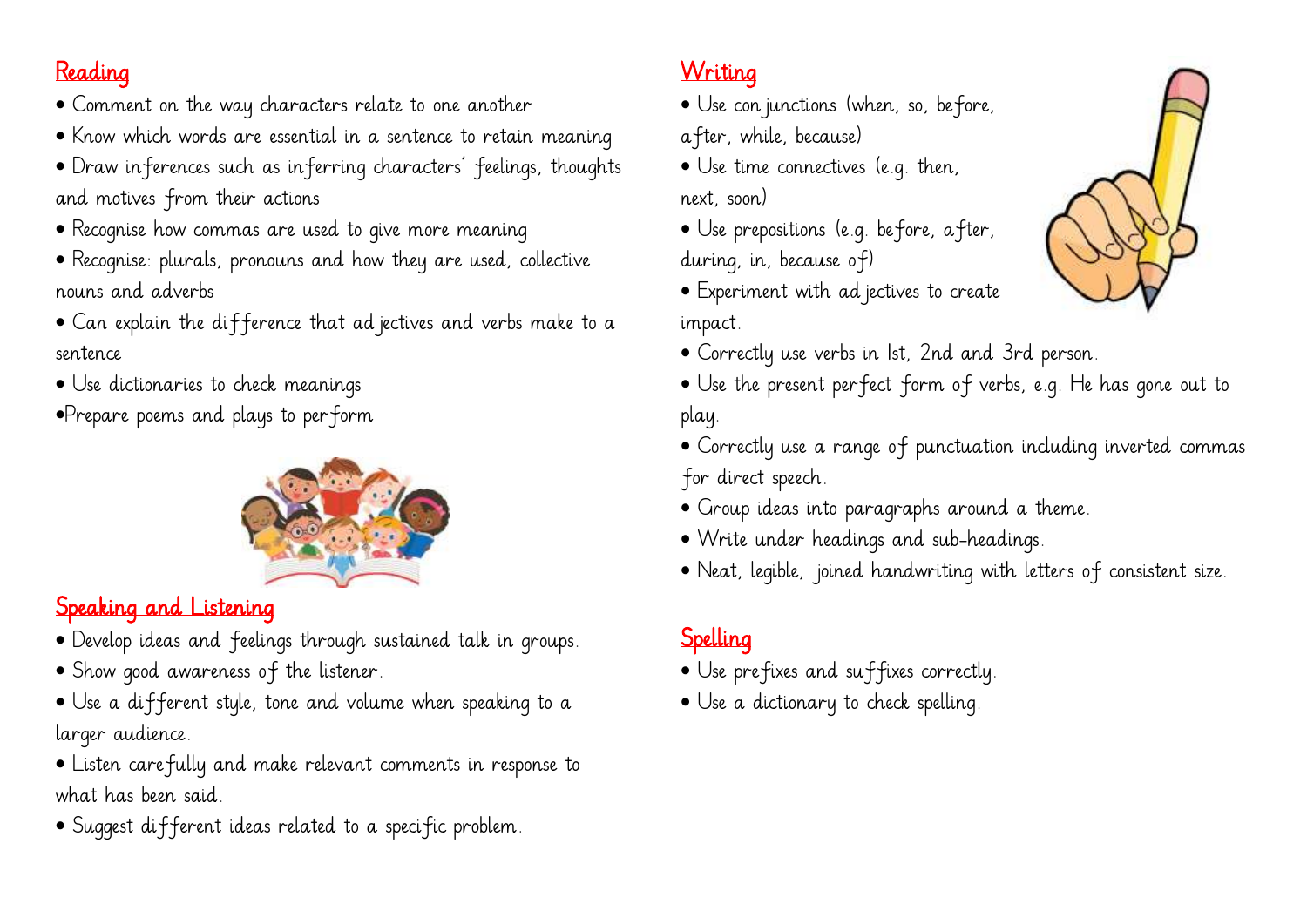## Reading

- Comment on the way characters relate to one another
- Know which words are essential in a sentence to retain meaning
- Draw inferences such as inferring characters' feelings, thoughts and motives from their actions
- Recognise how commas are used to give more meaning
- Recognise: plurals, pronouns and how they are used, collective nouns and adverbs
- Can explain the difference that adjectives and verbs make to a sentence
- Use dictionaries to check meanings
- Prepare poems and plays to perform

## Speaking and Listening

- Develop ideas and feelings through sustained talk in groups.
- Show good awareness of the listener.
- Use a different style, tone and volume when speaking to a larger audience.
- Listen carefully and make relevant comments in response to what has been said.
- Suggest different ideas related to a specific problem.

## Writing

- Use conjunctions (when, so, before, after, while, because)
- Use time connectives (e.g. then, next, soon)
- Use prepositions (e.g. before, after, during, in, because of)
- Experiment with adjectives to create impact.
- Correctly use verbs in 1st, 2nd and 3rd person.
- Use the present perfect form of verbs, e.g. He has gone out to play.
- Correctly use a range of punctuation including inverted commas for direct speech.
- Group ideas into paragraphs around a theme.
- Write under headings and sub-headings.
- Neat, legible, joined handwriting with letters of consistent size.

## Spelling

- Use prefixes and suffixes correctly.
- Use a dictionary to check spelling.